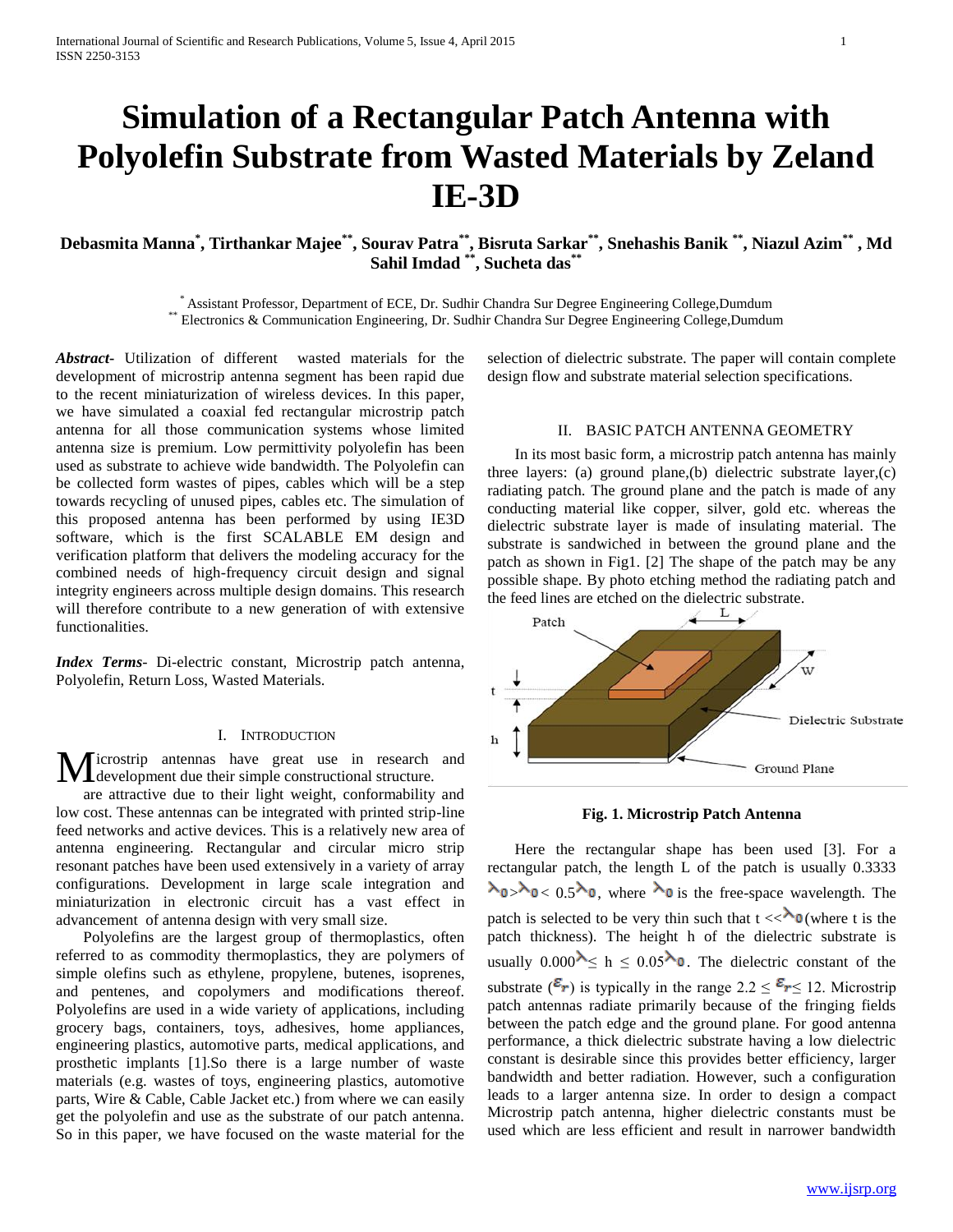// Title:
# Simulation of a Rectangular Patch Antenna with Polyolefin Substrate from Wasted Materials by Zeland IE-3D

**Debasmita Manna[*], Tirthankar Majee[**], Sourav Patra[**], Bisruta Sarkar[**], Snehashis Banik [**], Niazul Azim[**] , Md Sahil Imdad [**], Sucheta das[**]**

[*] Assistant Professor, Department of ECE, Dr. Sudhir Chandra Sur Degree Engineering College,Dumdum
[**] Electronics & Communication Engineering, Dr. Sudhir Chandra Sur Degree Engineering College,Dumdum

***Abstract***- Utilization of different wasted materials for the development of microstrip antenna segment has been rapid due to the recent miniaturization of wireless devices. In this paper, we have simulated a coaxial fed rectangular microstrip patch antenna for all those communication systems whose limited antenna size is premium. Low permittivity polyolefin has been used as substrate to achieve wide bandwidth. The Polyolefin can be collected form wastes of pipes, cables which will be a step towards recycling of unused pipes, cables etc. The simulation of this proposed antenna has been performed by using IE3D software, which is the first SCALABLE EM design and verification platform that delivers the modeling accuracy for the combined needs of high-frequency circuit design and signal integrity engineers across multiple design domains. This research will therefore contribute to a new generation of with extensive functionalities.

***Index Terms***- Di-electric constant, Microstrip patch antenna, Polyolefin, Return Loss, Wasted Materials.

## I. Introduction

Microstrip antennas have great use in research and development due their simple constructional structure.

are attractive due to their light weight, conformability and low cost. These antennas can be integrated with printed strip-line feed networks and active devices. This is a relatively new area of antenna engineering. Rectangular and circular micro strip resonant patches have been used extensively in a variety of array configurations. Development in large scale integration and miniaturization in electronic circuit has a vast effect in advancement of antenna design with very small size.

Polyolefins are the largest group of thermoplastics, often referred to as commodity thermoplastics, they are polymers of simple olefins such as ethylene, propylene, butenes, isoprenes, and pentenes, and copolymers and modifications thereof. Polyolefins are used in a wide variety of applications, including grocery bags, containers, toys, adhesives, home appliances, engineering plastics, automotive parts, medical applications, and prosthetic implants [1].So there is a large number of waste materials (e.g. wastes of toys, engineering plastics, automotive parts, Wire & Cable, Cable Jacket etc.) from where we can easily get the polyolefin and use as the substrate of our patch antenna. So in this paper, we have focused on the waste material for the selection of dielectric substrate. The paper will contain complete design flow and substrate material selection specifications.

## II. Basic Patch Antenna Geometry

In its most basic form, a microstrip patch antenna has mainly three layers: (a) ground plane,(b) dielectric substrate layer,(c) radiating patch. The ground plane and the patch is made of any conducting material like copper, silver, gold etc. whereas the dielectric substrate layer is made of insulating material. The substrate is sandwiched in between the ground plane and the patch as shown in Fig1. [2] The shape of the patch may be any possible shape. By photo etching method the radiating patch and the feed lines are etched on the dielectric substrate.

**Fig. 1. Microstrip Patch Antenna**

Here the rectangular shape has been used [3]. For a rectangular patch, the length L of the patch is usually 0.3333 $\lambda_0 > \lambda_0 < 0.5\lambda_0$, where $\lambda_0$ is the free-space wavelength. The patch is selected to be very thin such that $t << \lambda_0$ (where t is the patch thickness). The height h of the dielectric substrate is usually $0.000\lambda \leq h \leq 0.05\lambda_0$. The dielectric constant of the substrate ($\varepsilon_r$) is typically in the range $2.2 \leq \varepsilon_r \leq 12$. Microstrip patch antennas radiate primarily because of the fringing fields between the patch edge and the ground plane. For good antenna performance, a thick dielectric substrate having a low dielectric constant is desirable since this provides better efficiency, larger bandwidth and better radiation. However, such a configuration leads to a larger antenna size. In order to design a compact Microstrip patch antenna, higher dielectric constants must be used which are less efficient and result in narrower bandwidth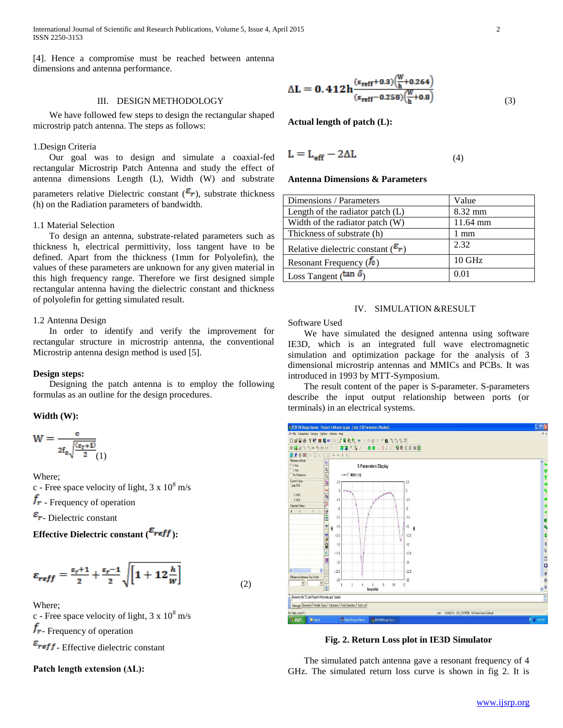[4]. Hence a compromise must be reached between antenna dimensions and antenna performance.

## III. DESIGN METHODOLOGY

We have followed few steps to design the rectangular shaped microstrip patch antenna. The steps as follows:

1.Design Criteria

Our goal was to design and simulate a coaxial-fed rectangular Microstrip Patch Antenna and study the effect of antenna dimensions Length (L), Width (W) and substrate parameters relative Dielectric constant ($\varepsilon_r$), substrate thickness (h) on the Radiation parameters of bandwidth.

1.1 Material Selection

To design an antenna, substrate-related parameters such as thickness h, electrical permittivity, loss tangent have to be defined. Apart from the thickness (1mm for Polyolefin), the values of these parameters are unknown for any given material in this high frequency range. Therefore we first designed simple rectangular antenna having the dielectric constant and thickness of polyolefin for getting simulated result.

1.2 Antenna Design

In order to identify and verify the improvement for rectangular structure in microstrip antenna, the conventional Microstrip antenna design method is used [5].

**Design steps:**

Designing the patch antenna is to employ the following formulas as an outline for the design procedures.

**Width (W):**

$$W = \frac{c}{2f_0\sqrt{\frac{(\varepsilon_r+1)}{2}}} \quad (1)$$

Where;

c - Free space velocity of light, 3 x $10^8$ m/s

$f_r$ - Frequency of operation

$\varepsilon_r$- Dielectric constant

**Effective Dielectric constant ($\varepsilon_{reff}$):**

$$\varepsilon_{reff} = \frac{\varepsilon_r+1}{2} + \frac{\varepsilon_r-1}{2}\sqrt{\left[1+12\frac{h}{W}\right]} \quad (2)$$

Where;

c - Free space velocity of light, 3 x $10^8$ m/s

$f_r$- Frequency of operation

$\varepsilon_{reff}$ - Effective dielectric constant

**Patch length extension (ΔL):**

$$\Delta L = 0.412h\frac{(\varepsilon_{reff}+0.3)\left(\frac{W}{h}+0.264\right)}{(\varepsilon_{reff}-0.258)\left(\frac{W}{h}+0.8\right)} \quad (3)$$

**Actual length of patch (L):**

$$L = L_{eff} - 2\Delta L \quad (4)$$

**Antenna Dimensions & Parameters**

| Dimensions / Parameters | Value |
|---|---|
| Length of the radiator patch (L) | 8.32 mm |
| Width of the radiator patch (W) | 11.64 mm |
| Thickness of substrate (h) | 1 mm |
| Relative dielectric constant ($\varepsilon_r$) | 2.32 |
| Resonant Frequency ($f_0$) | 10 GHz |
| Loss Tangent ($\tan\delta$) | 0.01 |

## IV. SIMULATION &RESULT

Software Used

We have simulated the designed antenna using software IE3D, which is an integrated full wave electromagnetic simulation and optimization package for the analysis of 3 dimensional microstrip antennas and MMICs and PCBs. It was introduced in 1993 by MTT-Symposium.

The result content of the paper is S-parameter. S-parameters describe the input output relationship between ports (or terminals) in an electrical systems.

**Fig. 2. Return Loss plot in IE3D Simulator**

The simulated patch antenna gave a resonant frequency of 4 GHz. The simulated return loss curve is shown in fig 2. It is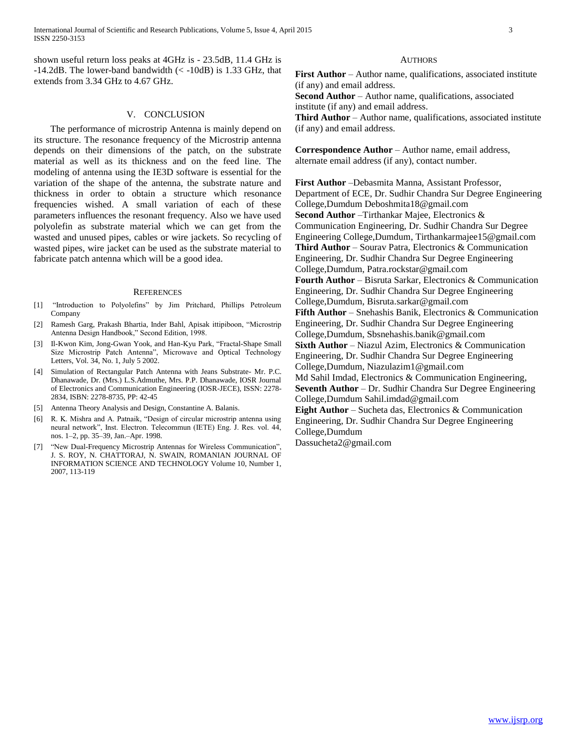shown useful return loss peaks at 4GHz is - 23.5dB, 11.4 GHz is -14.2dB. The lower-band bandwidth (< -10dB) is 1.33 GHz, that extends from 3.34 GHz to 4.67 GHz.

## V. CONCLUSION

The performance of microstrip Antenna is mainly depend on its structure. The resonance frequency of the Microstrip antenna depends on their dimensions of the patch, on the substrate material as well as its thickness and on the feed line. The modeling of antenna using the IE3D software is essential for the variation of the shape of the antenna, the substrate nature and thickness in order to obtain a structure which resonance frequencies wished. A small variation of each of these parameters influences the resonant frequency. Also we have used polyolefin as substrate material which we can get from the wasted and unused pipes, cables or wire jackets. So recycling of wasted pipes, wire jacket can be used as the substrate material to fabricate patch antenna which will be a good idea.

## REFERENCES

[1] "Introduction to Polyolefins" by Jim Pritchard, Phillips Petroleum Company

[2] Ramesh Garg, Prakash Bhartia, Inder Bahl, Apisak ittipiboon, "Microstrip Antenna Design Handbook," Second Edition, 1998.

[3] Il-Kwon Kim, Jong-Gwan Yook, and Han-Kyu Park, "Fractal-Shape Small Size Microstrip Patch Antenna", Microwave and Optical Technology Letters, Vol. 34, No. 1, July 5 2002.

[4] Simulation of Rectangular Patch Antenna with Jeans Substrate- Mr. P.C. Dhanawade, Dr. (Mrs.) L.S.Admuthe, Mrs. P.P. Dhanawade, IOSR Journal of Electronics and Communication Engineering (IOSR-JECE), ISSN: 2278-2834, ISBN: 2278-8735, PP: 42-45

[5] Antenna Theory Analysis and Design, Constantine A. Balanis.

[6] R. K. Mishra and A. Patnaik, "Design of circular microstrip antenna using neural network", Inst. Electron. Telecommun (IETE) Eng. J. Res. vol. 44, nos. 1–2, pp. 35–39, Jan.–Apr. 1998.

[7] "New Dual-Frequency Microstrip Antennas for Wireless Communication", J. S. ROY, N. CHATTORAJ, N. SWAIN, ROMANIAN JOURNAL OF INFORMATION SCIENCE AND TECHNOLOGY Volume 10, Number 1, 2007, 113-119

## AUTHORS

**First Author** – Author name, qualifications, associated institute (if any) and email address.
**Second Author** – Author name, qualifications, associated institute (if any) and email address.
**Third Author** – Author name, qualifications, associated institute (if any) and email address.

**Correspondence Author** – Author name, email address, alternate email address (if any), contact number.

**First Author** –Debasmita Manna, Assistant Professor, Department of ECE, Dr. Sudhir Chandra Sur Degree Engineering College,Dumdum Deboshmita18@gmail.com
**Second Author** –Tirthankar Majee, Electronics & Communication Engineering, Dr. Sudhir Chandra Sur Degree Engineering College,Dumdum, Tirthankarmajee15@gmail.com
**Third Author** – Sourav Patra, Electronics & Communication Engineering, Dr. Sudhir Chandra Sur Degree Engineering College,Dumdum, Patra.rockstar@gmail.com
**Fourth Author** – Bisruta Sarkar, Electronics & Communication Engineering, Dr. Sudhir Chandra Sur Degree Engineering College,Dumdum, Bisruta.sarkar@gmail.com
**Fifth Author** – Snehashis Banik, Electronics & Communication Engineering, Dr. Sudhir Chandra Sur Degree Engineering College,Dumdum, Sbsnehashis.banik@gmail.com
**Sixth Author** – Niazul Azim, Electronics & Communication Engineering, Dr. Sudhir Chandra Sur Degree Engineering College,Dumdum, Niazulazim1@gmail.com
Md Sahil Imdad, Electronics & Communication Engineering,
**Seventh Author** – Dr. Sudhir Chandra Sur Degree Engineering College,Dumdum Sahil.imdad@gmail.com
**Eight Author** – Sucheta das, Electronics & Communication Engineering, Dr. Sudhir Chandra Sur Degree Engineering College,Dumdum
Dassucheta2@gmail.com